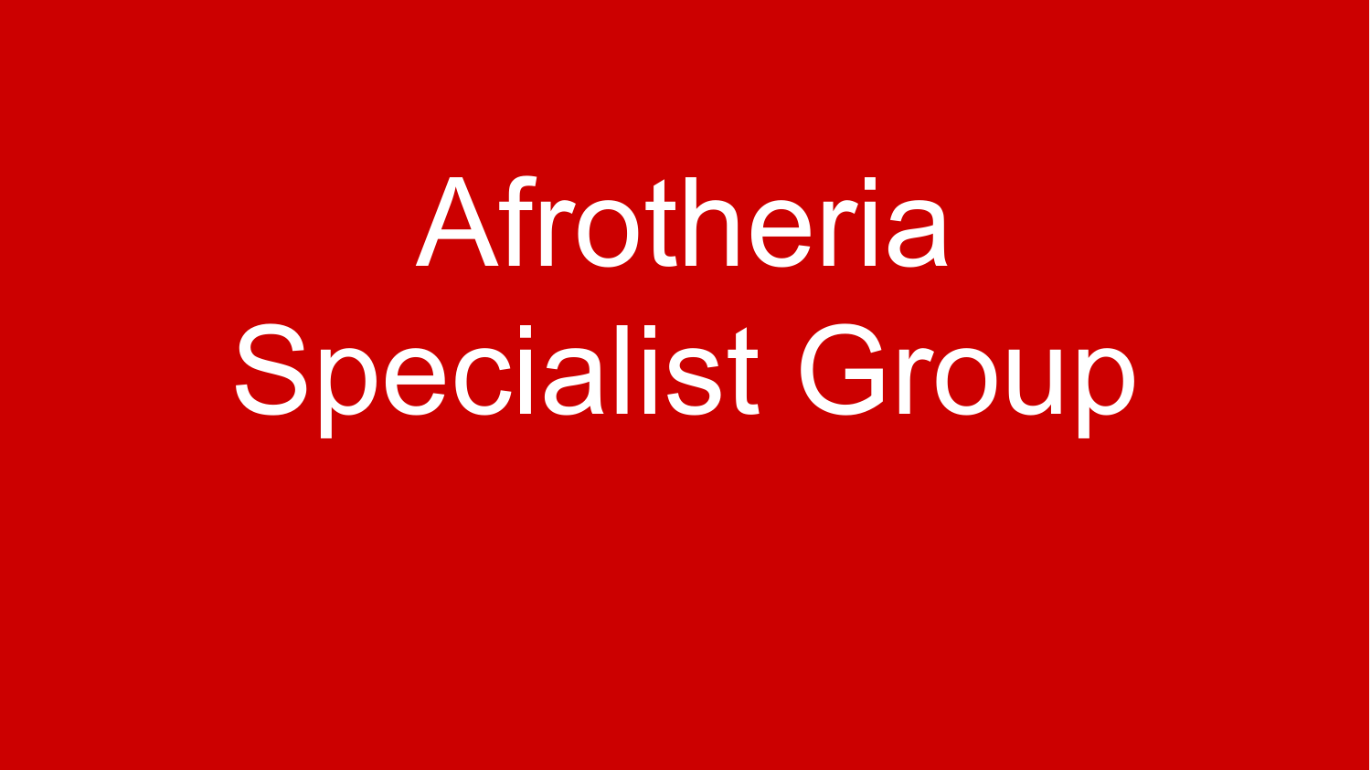# Afrotheria Specialist Group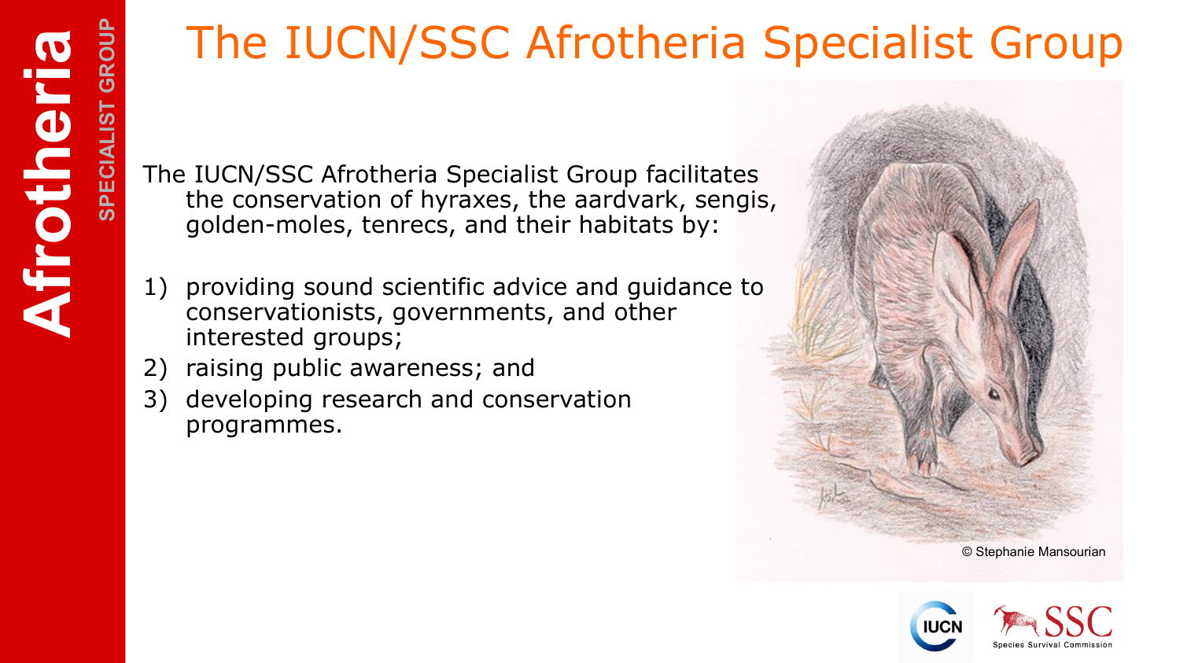# The IUCN/SSC Afrotheria Specialist Group

The IUCN/SSC Afrotheria Specialist Group facilitates the conservation of hyraxes, the aardvark, sengis, golden-moles, tenrecs, and their habitats by:

1) providing sound scientific advice and guidance to conservationists, governments, and other interested groups;
2) raising public awareness; and
3) developing research and conservation programmes.

© Stephanie Mansourian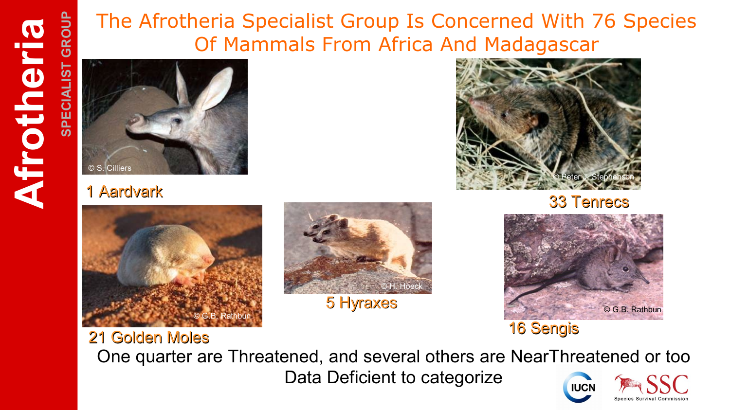# The Afrotheria Specialist Group Is Concerned With 76 Species Of Mammals From Africa And Madagascar

Afrotheria SPECIALIST GROUP

© S. Cilliers

1 Aardvark

© Peter J. Stephenson

33 Tenrecs

© G.B. Rathbun

21 Golden Moles

© H. Hoeck

5 Hyraxes

© G.B. Rathbun

16 Sengis

One quarter are Threatened, and several others are NearThreatened or too Data Deficient to categorize

IUCN SSC Species Survival Commission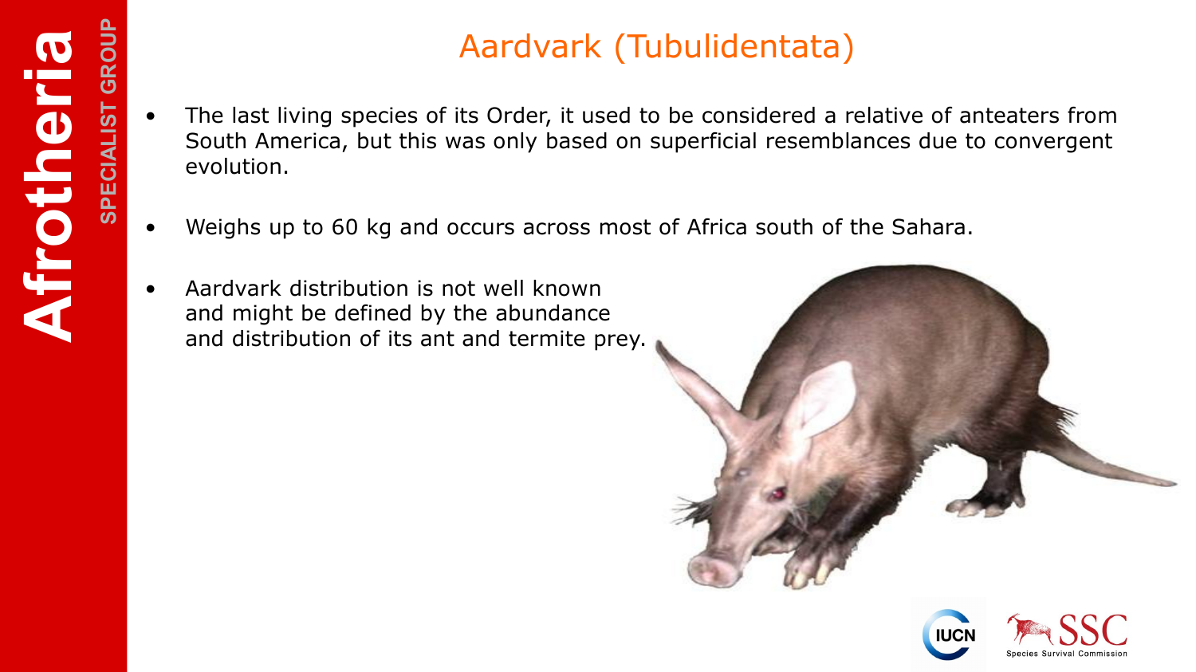# Aardvark (Tubulidentata)

- The last living species of its Order, it used to be considered a relative of anteaters from South America, but this was only based on superficial resemblances due to convergent evolution.
- Weighs up to 60 kg and occurs across most of Africa south of the Sahara.
- Aardvark distribution is not well known and might be defined by the abundance and distribution of its ant and termite prey.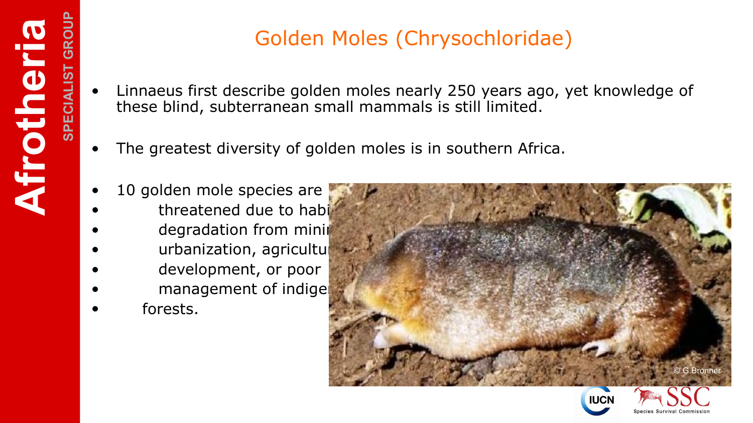# Golden Moles (Chrysochloridae)

- Linnaeus first describe golden moles nearly 250 years ago, yet knowledge of these blind, subterranean small mammals is still limited.
- The greatest diversity of golden moles is in southern Africa.
- 10 golden mole species are
- threatened due to habi
- degradation from mini
- urbanization, agricultu
- development, or poor
- management of indige
- forests.

© G.Bronner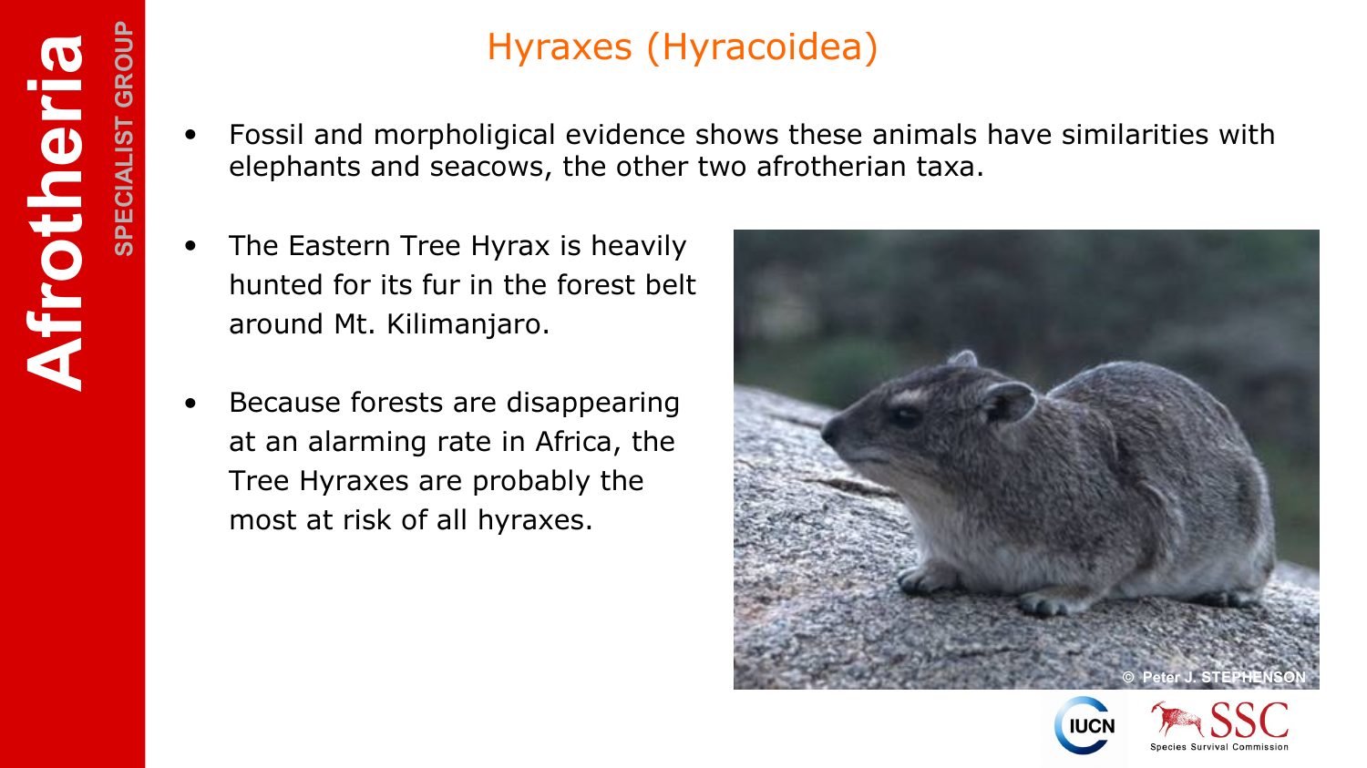# Hyraxes (Hyracoidea)

- Fossil and morpholigical evidence shows these animals have similarities with elephants and seacows, the other two afrotherian taxa.

- The Eastern Tree Hyrax is heavily hunted for its fur in the forest belt around Mt. Kilimanjaro.

- Because forests are disappearing at an alarming rate in Africa, the Tree Hyraxes are probably the most at risk of all hyraxes.

© Peter J. STEPHENSON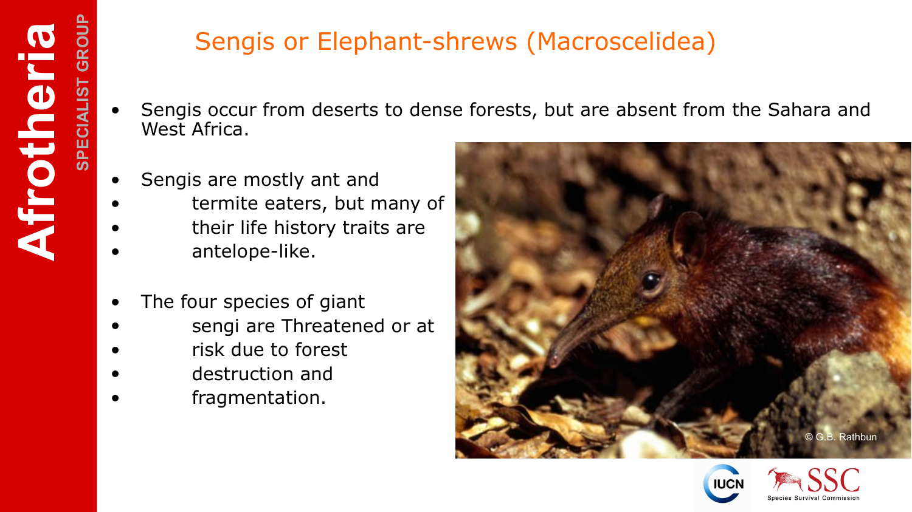# Sengis or Elephant-shrews (Macroscelidea)

- Sengis occur from deserts to dense forests, but are absent from the Sahara and West Africa.
- Sengis are mostly ant and termite eaters, but many of their life history traits are antelope-like.
- The four species of giant sengi are Threatened or at risk due to forest destruction and fragmentation.

© G.B. Rathbun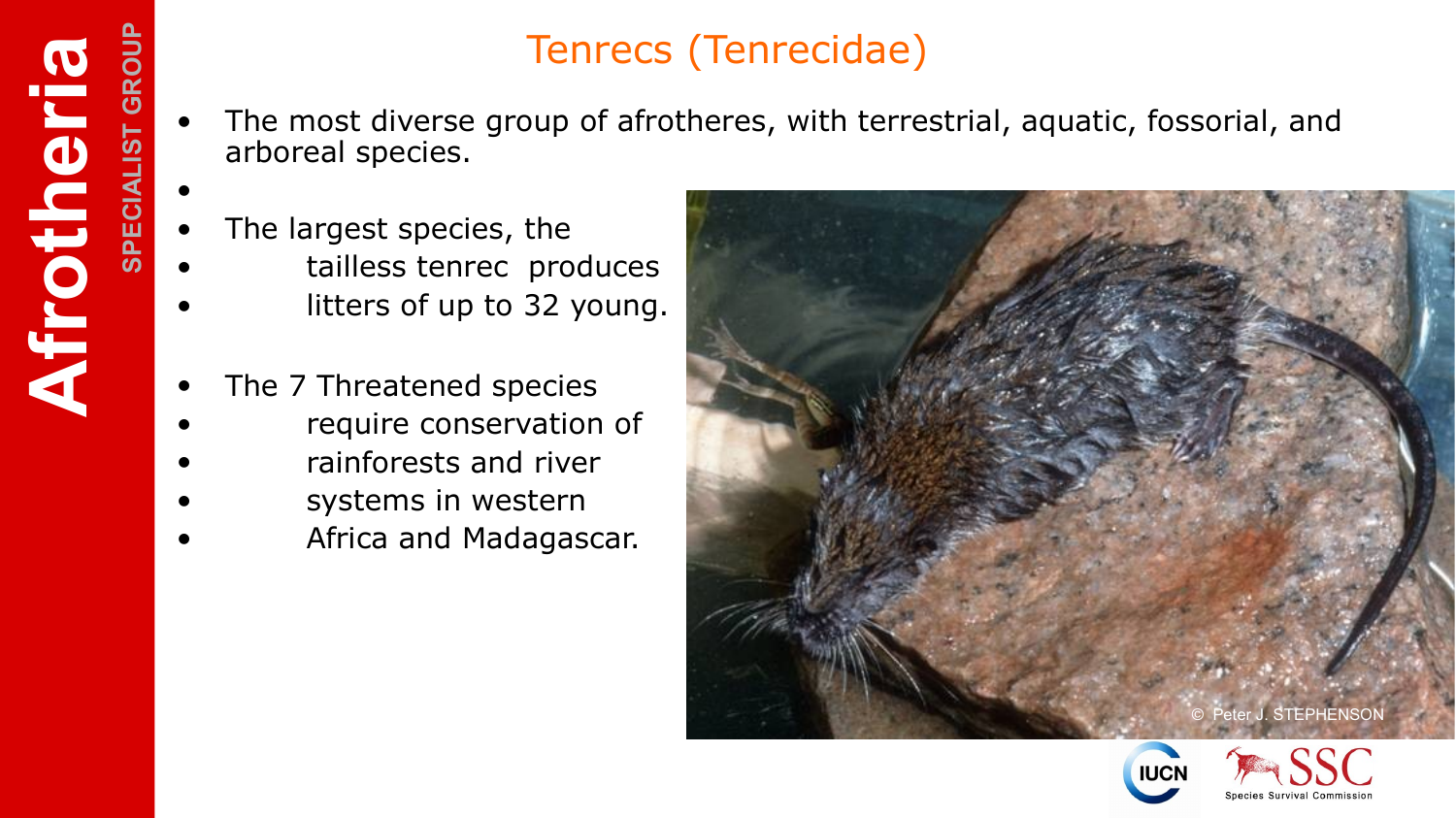# Tenrecs (Tenrecidae)

- The most diverse group of afrotheres, with terrestrial, aquatic, fossorial, and arboreal species.
- The largest species, the tailless tenrec produces litters of up to 32 young.
- The 7 Threatened species require conservation of rainforests and river systems in western Africa and Madagascar.

© Peter J. STEPHENSON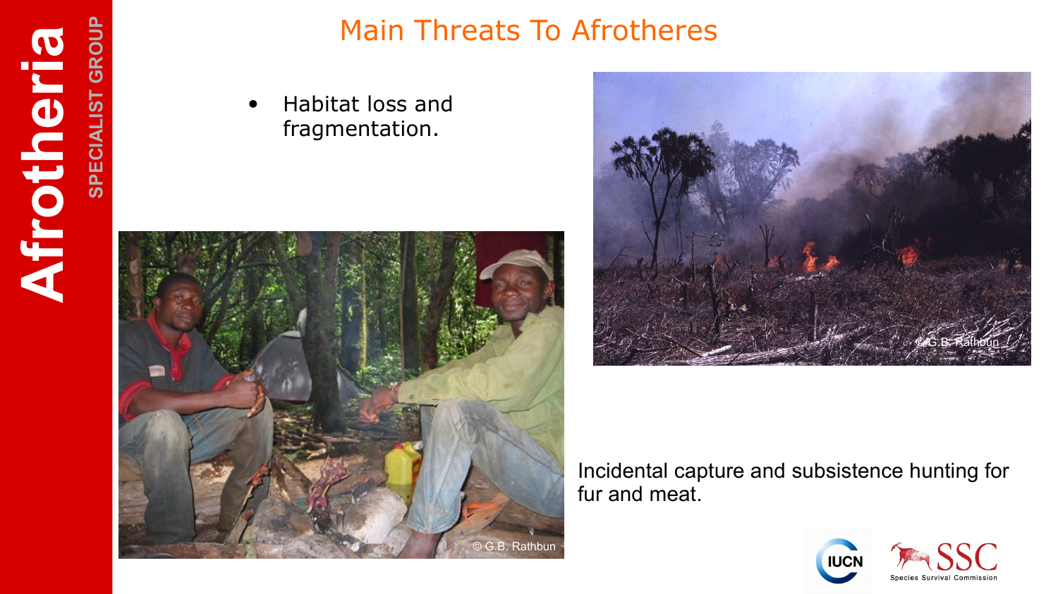# Main Threats To Afrotheres

- Habitat loss and fragmentation.

Incidental capture and subsistence hunting for fur and meat.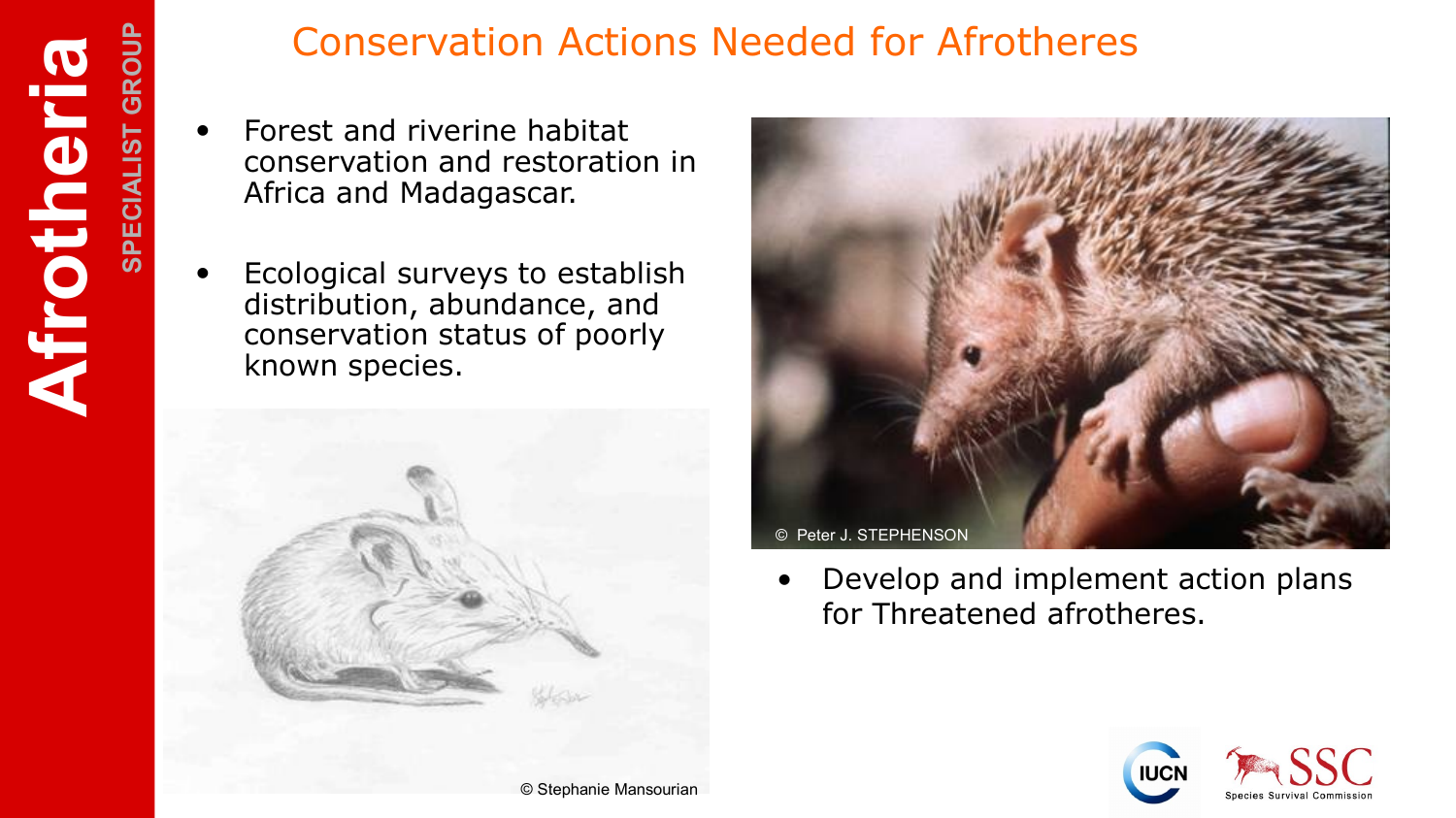# Conservation Actions Needed for Afrotheres

- Forest and riverine habitat conservation and restoration in Africa and Madagascar.
- Ecological surveys to establish distribution, abundance, and conservation status of poorly known species.

© Stephanie Mansourian

© Peter J. STEPHENSON

- Develop and implement action plans for Threatened afrotheres.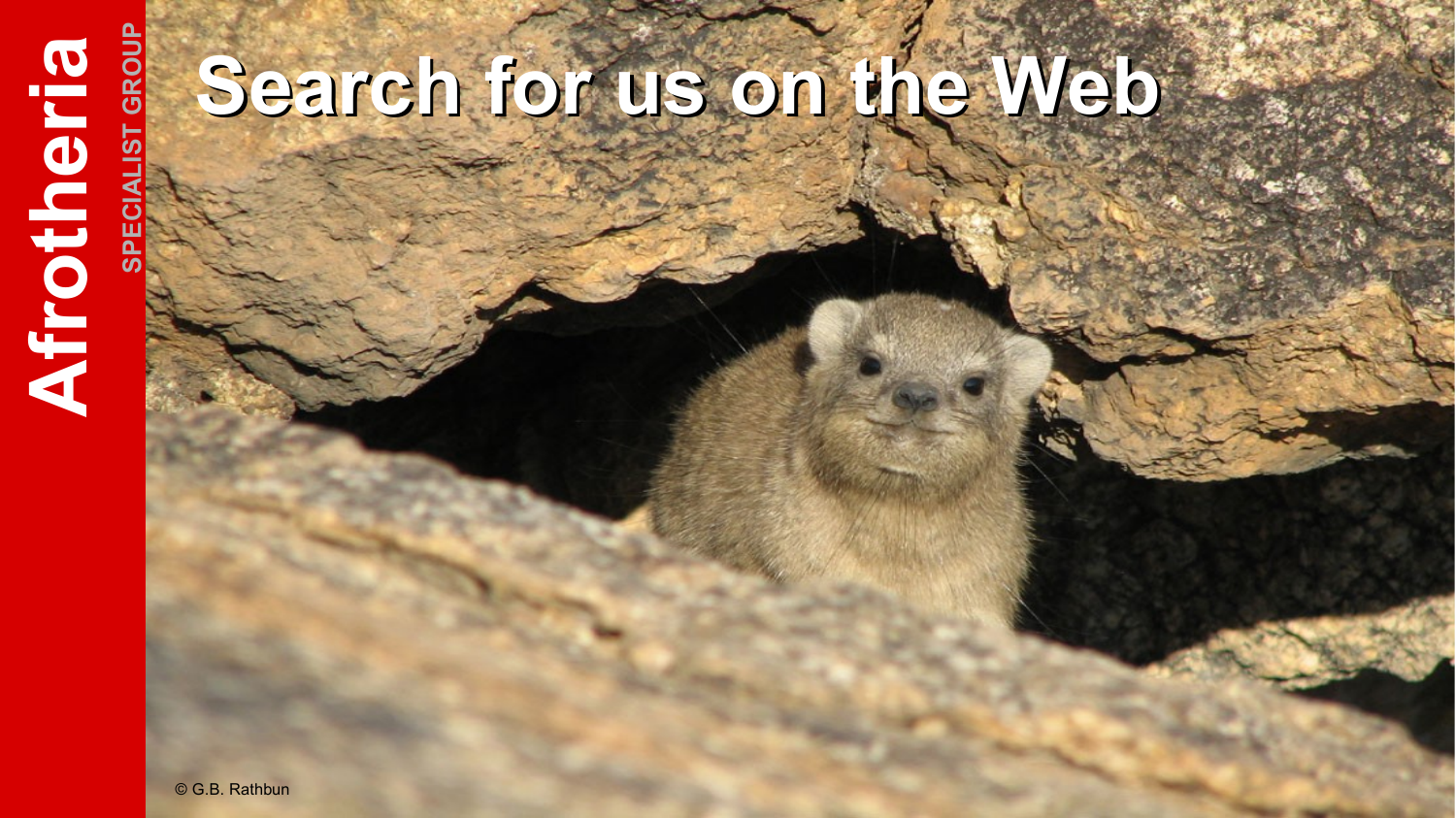# Search for us on the Web

Afrotheria

SPECIALIST GROUP

© G.B. Rathbun